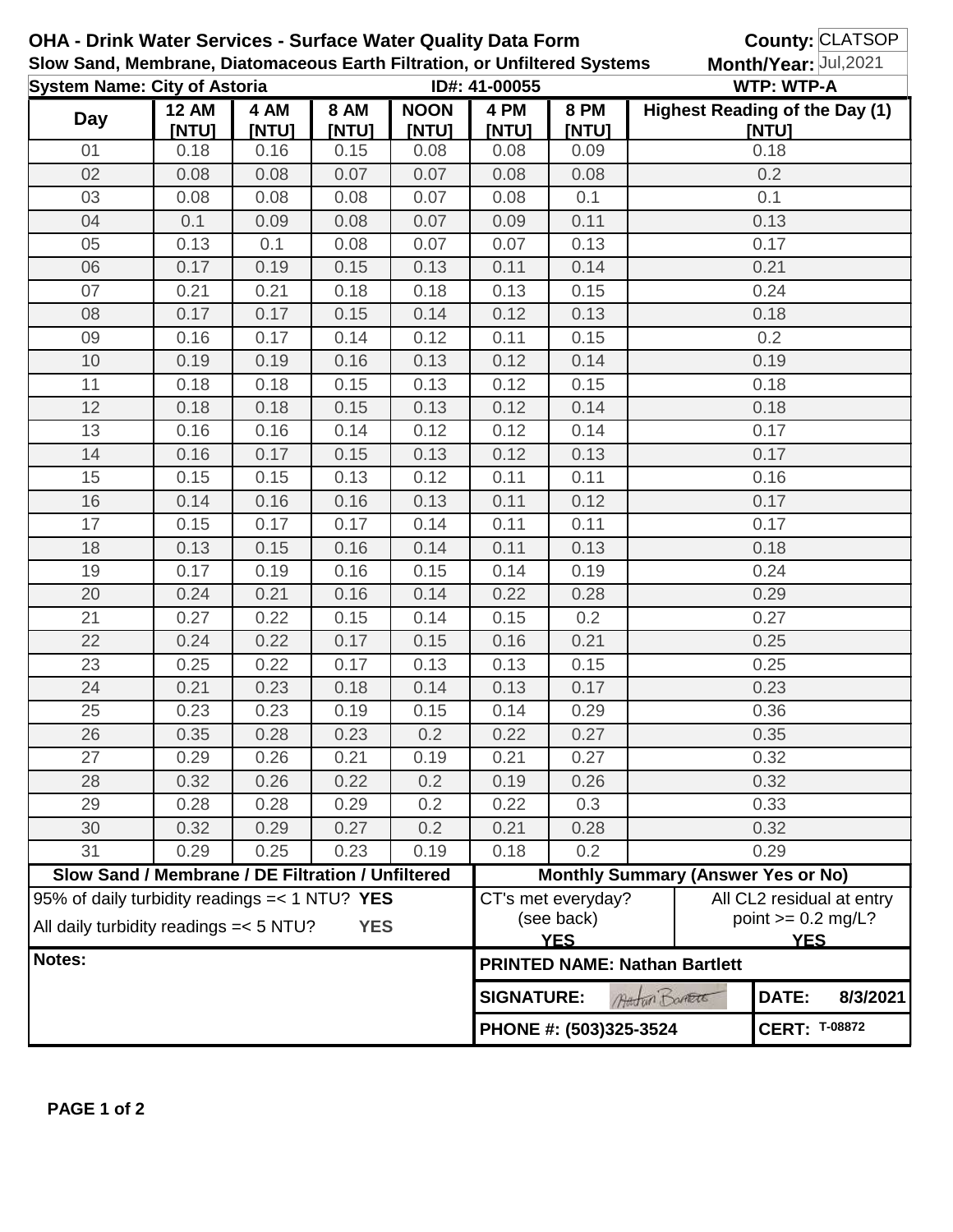**OHA - Drink Water Services - Surface Water Quality Data Form** **County:** CLATSOP
**Slow Sand, Membrane, Diatomaceous Earth Filtration, or Unfiltered Systems** **Month/Year:** Jul,2021
**System Name: City of Astoria** **ID#: 41-00055** **WTP: WTP-A**

| Day | 12 AM [NTU] | 4 AM [NTU] | 8 AM [NTU] | NOON [NTU] | 4 PM [NTU] | 8 PM [NTU] | Highest Reading of the Day (1) [NTU] |
|---|---|---|---|---|---|---|---|
| 01 | 0.18 | 0.16 | 0.15 | 0.08 | 0.08 | 0.09 | 0.18 |
| 02 | 0.08 | 0.08 | 0.07 | 0.07 | 0.08 | 0.08 | 0.2 |
| 03 | 0.08 | 0.08 | 0.08 | 0.07 | 0.08 | 0.1 | 0.1 |
| 04 | 0.1 | 0.09 | 0.08 | 0.07 | 0.09 | 0.11 | 0.13 |
| 05 | 0.13 | 0.1 | 0.08 | 0.07 | 0.07 | 0.13 | 0.17 |
| 06 | 0.17 | 0.19 | 0.15 | 0.13 | 0.11 | 0.14 | 0.21 |
| 07 | 0.21 | 0.21 | 0.18 | 0.18 | 0.13 | 0.15 | 0.24 |
| 08 | 0.17 | 0.17 | 0.15 | 0.14 | 0.12 | 0.13 | 0.18 |
| 09 | 0.16 | 0.17 | 0.14 | 0.12 | 0.11 | 0.15 | 0.2 |
| 10 | 0.19 | 0.19 | 0.16 | 0.13 | 0.12 | 0.14 | 0.19 |
| 11 | 0.18 | 0.18 | 0.15 | 0.13 | 0.12 | 0.15 | 0.18 |
| 12 | 0.18 | 0.18 | 0.15 | 0.13 | 0.12 | 0.14 | 0.18 |
| 13 | 0.16 | 0.16 | 0.14 | 0.12 | 0.12 | 0.14 | 0.17 |
| 14 | 0.16 | 0.17 | 0.15 | 0.13 | 0.12 | 0.13 | 0.17 |
| 15 | 0.15 | 0.15 | 0.13 | 0.12 | 0.11 | 0.11 | 0.16 |
| 16 | 0.14 | 0.16 | 0.16 | 0.13 | 0.11 | 0.12 | 0.17 |
| 17 | 0.15 | 0.17 | 0.17 | 0.14 | 0.11 | 0.11 | 0.17 |
| 18 | 0.13 | 0.15 | 0.16 | 0.14 | 0.11 | 0.13 | 0.18 |
| 19 | 0.17 | 0.19 | 0.16 | 0.15 | 0.14 | 0.19 | 0.24 |
| 20 | 0.24 | 0.21 | 0.16 | 0.14 | 0.22 | 0.28 | 0.29 |
| 21 | 0.27 | 0.22 | 0.15 | 0.14 | 0.15 | 0.2 | 0.27 |
| 22 | 0.24 | 0.22 | 0.17 | 0.15 | 0.16 | 0.21 | 0.25 |
| 23 | 0.25 | 0.22 | 0.17 | 0.13 | 0.13 | 0.15 | 0.25 |
| 24 | 0.21 | 0.23 | 0.18 | 0.14 | 0.13 | 0.17 | 0.23 |
| 25 | 0.23 | 0.23 | 0.19 | 0.15 | 0.14 | 0.29 | 0.36 |
| 26 | 0.35 | 0.28 | 0.23 | 0.2 | 0.22 | 0.27 | 0.35 |
| 27 | 0.29 | 0.26 | 0.21 | 0.19 | 0.21 | 0.27 | 0.32 |
| 28 | 0.32 | 0.26 | 0.22 | 0.2 | 0.19 | 0.26 | 0.32 |
| 29 | 0.28 | 0.28 | 0.29 | 0.2 | 0.22 | 0.3 | 0.33 |
| 30 | 0.32 | 0.29 | 0.27 | 0.2 | 0.21 | 0.28 | 0.32 |
| 31 | 0.29 | 0.25 | 0.23 | 0.19 | 0.18 | 0.2 | 0.29 |

| Slow Sand / Membrane / DE Filtration / Unfiltered | Monthly Summary (Answer Yes or No) | |
|---|---|---|
| 95% of daily turbidity readings =< 1 NTU? **YES** | CT's met everyday? (see back) **YES** | All CL2 residual at entry point >= 0.2 mg/L? **YES** |
| All daily turbidity readings =< 5 NTU? **YES** | | |

**Notes:**

**PRINTED NAME: Nathan Bartlett**

**SIGNATURE:** Nathan Bartlett **DATE:** 8/3/2021

**PHONE #: (503)325-3524** **CERT:** T-08872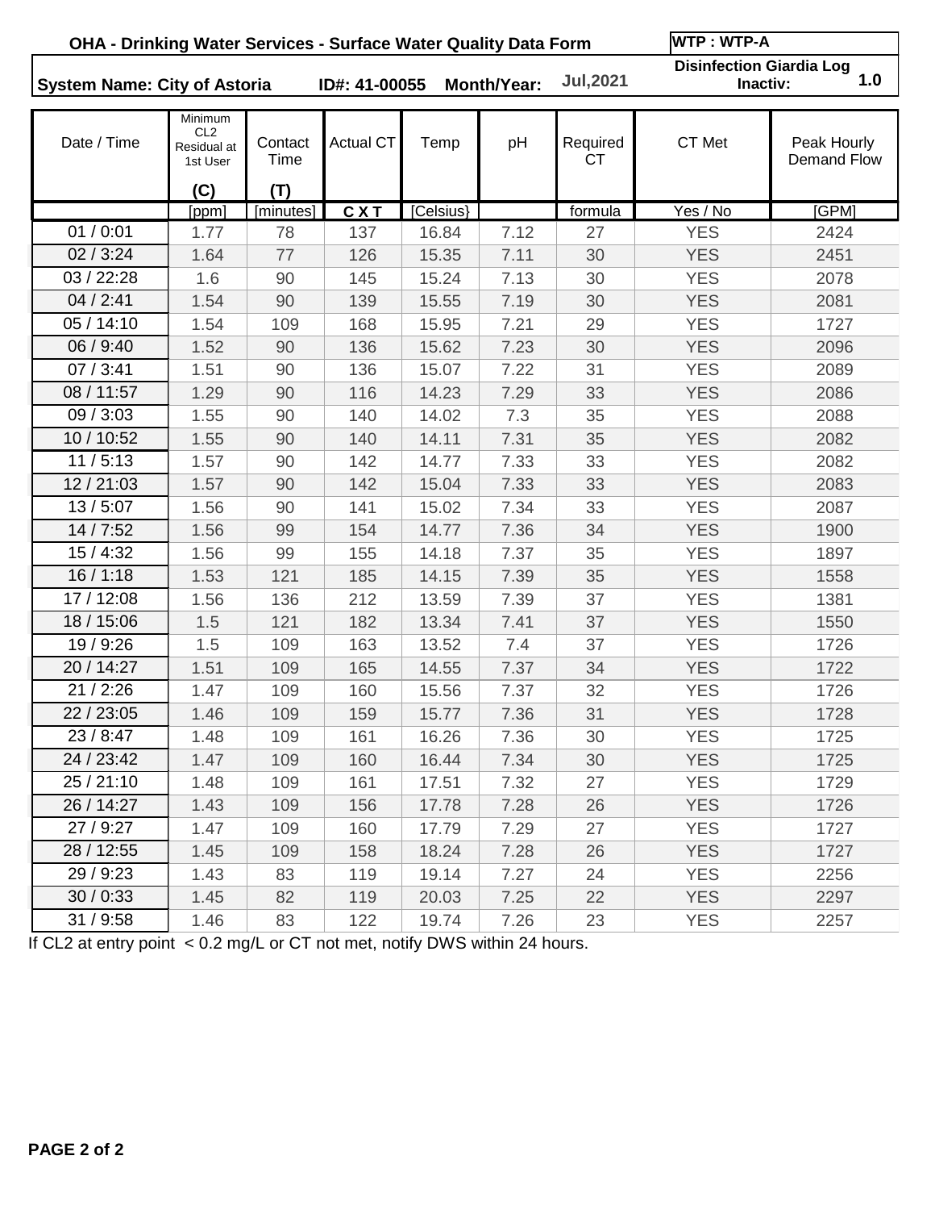**OHA - Drinking Water Services - Surface Water Quality Data Form** | **WTP : WTP-A**

**System Name: City of Astoria** **ID#: 41-00055** **Month/Year:** **Jul,2021** | **Disinfection Giardia Log Inactiv:** **1.0**

| Date / Time | Minimum $CL_2$ Residual at 1st User **(C)** | Contact Time **(T)** | Actual CT | Temp | pH | Required CT | CT Met | Peak Hourly Demand Flow |
|---|---|---|---|---|---|---|---|---|
| | [ppm] | [minutes] | **C X T** | [Celsius} | | formula | Yes / No | [GPM] |
| 01 / 0:01 | 1.77 | 78 | 137 | 16.84 | 7.12 | 27 | YES | 2424 |
| 02 / 3:24 | 1.64 | 77 | 126 | 15.35 | 7.11 | 30 | YES | 2451 |
| 03 / 22:28 | 1.6 | 90 | 145 | 15.24 | 7.13 | 30 | YES | 2078 |
| 04 / 2:41 | 1.54 | 90 | 139 | 15.55 | 7.19 | 30 | YES | 2081 |
| 05 / 14:10 | 1.54 | 109 | 168 | 15.95 | 7.21 | 29 | YES | 1727 |
| 06 / 9:40 | 1.52 | 90 | 136 | 15.62 | 7.23 | 30 | YES | 2096 |
| 07 / 3:41 | 1.51 | 90 | 136 | 15.07 | 7.22 | 31 | YES | 2089 |
| 08 / 11:57 | 1.29 | 90 | 116 | 14.23 | 7.29 | 33 | YES | 2086 |
| 09 / 3:03 | 1.55 | 90 | 140 | 14.02 | 7.3 | 35 | YES | 2088 |
| 10 / 10:52 | 1.55 | 90 | 140 | 14.11 | 7.31 | 35 | YES | 2082 |
| 11 / 5:13 | 1.57 | 90 | 142 | 14.77 | 7.33 | 33 | YES | 2082 |
| 12 / 21:03 | 1.57 | 90 | 142 | 15.04 | 7.33 | 33 | YES | 2083 |
| 13 / 5:07 | 1.56 | 90 | 141 | 15.02 | 7.34 | 33 | YES | 2087 |
| 14 / 7:52 | 1.56 | 99 | 154 | 14.77 | 7.36 | 34 | YES | 1900 |
| 15 / 4:32 | 1.56 | 99 | 155 | 14.18 | 7.37 | 35 | YES | 1897 |
| 16 / 1:18 | 1.53 | 121 | 185 | 14.15 | 7.39 | 35 | YES | 1558 |
| 17 / 12:08 | 1.56 | 136 | 212 | 13.59 | 7.39 | 37 | YES | 1381 |
| 18 / 15:06 | 1.5 | 121 | 182 | 13.34 | 7.41 | 37 | YES | 1550 |
| 19 / 9:26 | 1.5 | 109 | 163 | 13.52 | 7.4 | 37 | YES | 1726 |
| 20 / 14:27 | 1.51 | 109 | 165 | 14.55 | 7.37 | 34 | YES | 1722 |
| 21 / 2:26 | 1.47 | 109 | 160 | 15.56 | 7.37 | 32 | YES | 1726 |
| 22 / 23:05 | 1.46 | 109 | 159 | 15.77 | 7.36 | 31 | YES | 1728 |
| 23 / 8:47 | 1.48 | 109 | 161 | 16.26 | 7.36 | 30 | YES | 1725 |
| 24 / 23:42 | 1.47 | 109 | 160 | 16.44 | 7.34 | 30 | YES | 1725 |
| 25 / 21:10 | 1.48 | 109 | 161 | 17.51 | 7.32 | 27 | YES | 1729 |
| 26 / 14:27 | 1.43 | 109 | 156 | 17.78 | 7.28 | 26 | YES | 1726 |
| 27 / 9:27 | 1.47 | 109 | 160 | 17.79 | 7.29 | 27 | YES | 1727 |
| 28 / 12:55 | 1.45 | 109 | 158 | 18.24 | 7.28 | 26 | YES | 1727 |
| 29 / 9:23 | 1.43 | 83 | 119 | 19.14 | 7.27 | 24 | YES | 2256 |
| 30 / 0:33 | 1.45 | 82 | 119 | 20.03 | 7.25 | 22 | YES | 2297 |
| 31 / 9:58 | 1.46 | 83 | 122 | 19.74 | 7.26 | 23 | YES | 2257 |

If $CL_2$ at entry point < 0.2 mg/L or CT not met, notify DWS within 24 hours.